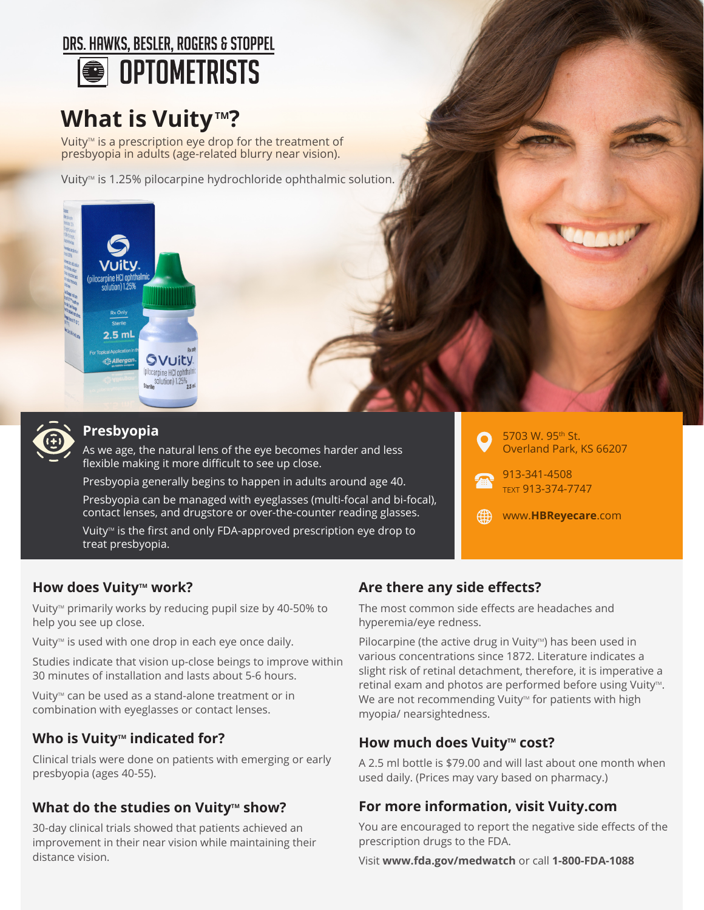DRS. HAWKS, BESLER, ROGERS & STOPPEL

# OPTOMETRISTS

## What is Vuity™?

Vuity™ is a prescription eye drop for the treatment of presbyopia in adults (age-related blurry near vision).

Vuity™ is 1.25% pilocarpine hydrochloride ophthalmic solution.

### Presbyopia

As we age, the natural lens of the eye becomes harder and less flexible making it more difficult to see up close.

Presbyopia generally begins to happen in adults around age 40.

Presbyopia can be managed with eyeglasses (multi-focal and bi-focal), contact lenses, and drugstore or over-the-counter reading glasses.

Vuity™ is the first and only FDA-approved prescription eye drop to treat presbyopia.

5703 W. 95th St.
Overland Park, KS 66207

913-341-4508
TEXT 913-374-7747

www.**HBReyecare**.com

### How does Vuity™ work?

Vuity™ primarily works by reducing pupil size by 40-50% to help you see up close.

Vuity™ is used with one drop in each eye once daily.

Studies indicate that vision up-close beings to improve within 30 minutes of installation and lasts about 5-6 hours.

Vuity™ can be used as a stand-alone treatment or in combination with eyeglasses or contact lenses.

### Who is Vuity™ indicated for?

Clinical trials were done on patients with emerging or early presbyopia (ages 40-55).

### What do the studies on Vuity™ show?

30-day clinical trials showed that patients achieved an improvement in their near vision while maintaining their distance vision.

### Are there any side effects?

The most common side effects are headaches and hyperemia/eye redness.

Pilocarpine (the active drug in Vuity™) has been used in various concentrations since 1872. Literature indicates a slight risk of retinal detachment, therefore, it is imperative a retinal exam and photos are performed before using Vuity™. We are not recommending Vuity™ for patients with high myopia/ nearsightedness.

### How much does Vuity™ cost?

A 2.5 ml bottle is $79.00 and will last about one month when used daily. (Prices may vary based on pharmacy.)

### For more information, visit Vuity.com

You are encouraged to report the negative side effects of the prescription drugs to the FDA.

Visit **www.fda.gov/medwatch** or call **1-800-FDA-1088**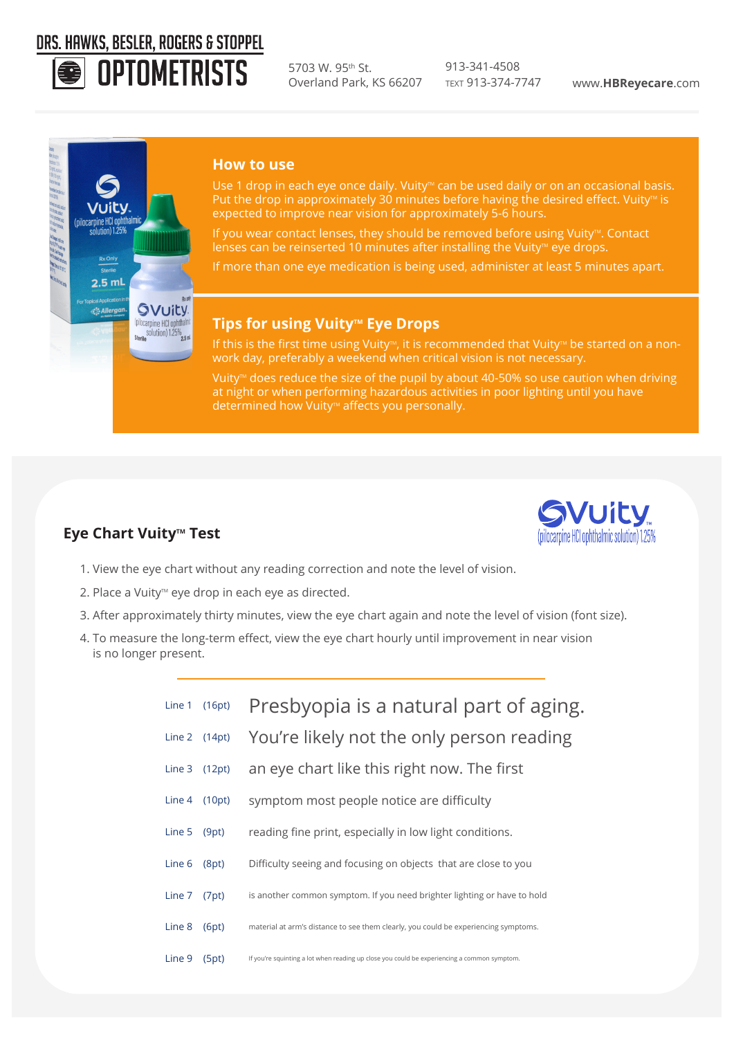# DRS. HAWKS, BESLER, ROGERS & STOPPEL OPTOMETRISTS

5703 W. 95th St.
Overland Park, KS 66207

913-341-4508
TEXT 913-374-7747

www.HBReyecare.com

## How to use

Use 1 drop in each eye once daily. Vuity™ can be used daily or on an occasional basis. Put the drop in approximately 30 minutes before having the desired effect. Vuity™ is expected to improve near vision for approximately 5-6 hours.

If you wear contact lenses, they should be removed before using Vuity™. Contact lenses can be reinserted 10 minutes after installing the Vuity™ eye drops.

If more than one eye medication is being used, administer at least 5 minutes apart.

## Tips for using Vuity™ Eye Drops

If this is the first time using Vuity™, it is recommended that Vuity™ be started on a non-work day, preferably a weekend when critical vision is not necessary.

Vuity™ does reduce the size of the pupil by about 40-50% so use caution when driving at night or when performing hazardous activities in poor lighting until you have determined how Vuity™ affects you personally.

## Eye Chart Vuity™ Test

Vuity™ (pilocarpine HCl ophthalmic solution) 1.25%

1. View the eye chart without any reading correction and note the level of vision.
2. Place a Vuity™ eye drop in each eye as directed.
3. After approximately thirty minutes, view the eye chart again and note the level of vision (font size).
4. To measure the long-term effect, view the eye chart hourly until improvement in near vision is no longer present.

| | | |
|---|---|---|
| Line 1 | (16pt) | Presbyopia is a natural part of aging. |
| Line 2 | (14pt) | You're likely not the only person reading |
| Line 3 | (12pt) | an eye chart like this right now. The first |
| Line 4 | (10pt) | symptom most people notice are difficulty |
| Line 5 | (9pt) | reading fine print, especially in low light conditions. |
| Line 6 | (8pt) | Difficulty seeing and focusing on objects that are close to you |
| Line 7 | (7pt) | is another common symptom. If you need brighter lighting or have to hold |
| Line 8 | (6pt) | material at arm's distance to see them clearly, you could be experiencing symptoms. |
| Line 9 | (5pt) | If you're squinting a lot when reading up close you could be experiencing a common symptom. |